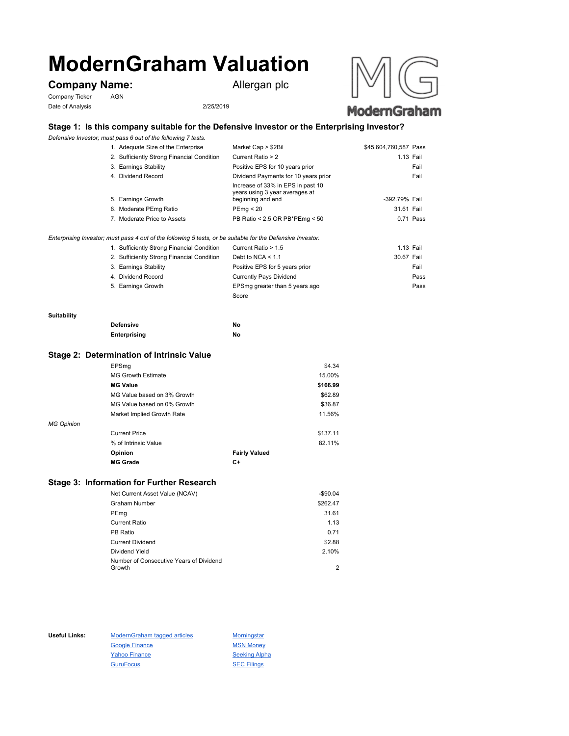# ModernGraham Valuation

**Company Name:** Allergan plc

Company Ticker: AGN

Date of Analysis: 2/25/2019

## Stage 1: Is this company suitable for the Defensive Investor or the Enterprising Investor?

*Defensive Investor; must pass 6 out of the following 7 tests.*

| Test | Criterion | Value | Result |
|---|---|---|---|
| 1. Adequate Size of the Enterprise | Market Cap > $2Bil | $45,604,760,587 | Pass |
| 2. Sufficiently Strong Financial Condition | Current Ratio > 2 | 1.13 | Fail |
| 3. Earnings Stability | Positive EPS for 10 years prior | | Fail |
| 4. Dividend Record | Dividend Payments for 10 years prior | | Fail |
| 5. Earnings Growth | Increase of 33% in EPS in past 10 years using 3 year averages at beginning and end | -392.79% | Fail |
| 6. Moderate PEmg Ratio | PEmg < 20 | 31.61 | Fail |
| 7. Moderate Price to Assets | PB Ratio < 2.5 OR PB*PEmg < 50 | 0.71 | Pass |

*Enterprising Investor; must pass 4 out of the following 5 tests, or be suitable for the Defensive Investor.*

| Test | Criterion | Value | Result |
|---|---|---|---|
| 1. Sufficiently Strong Financial Condition | Current Ratio > 1.5 | 1.13 | Fail |
| 2. Sufficiently Strong Financial Condition | Debt to NCA < 1.1 | 30.67 | Fail |
| 3. Earnings Stability | Positive EPS for 5 years prior | | Fail |
| 4. Dividend Record | Currently Pays Dividend | | Pass |
| 5. Earnings Growth | EPSmg greater than 5 years ago | | Pass |
| | Score | | |

**Suitability**

| | |
|---|---|
| **Defensive** | No |
| **Enterprising** | No |

## Stage 2: Determination of Intrinsic Value

| | |
|---|---|
| EPSmg | $4.34 |
| MG Growth Estimate | 15.00% |
| **MG Value** | **$166.99** |
| MG Value based on 3% Growth | $62.89 |
| MG Value based on 0% Growth | $36.87 |
| Market Implied Growth Rate | 11.56% |

*MG Opinion*

| | |
|---|---|
| Current Price | $137.11 |
| % of Intrinsic Value | 82.11% |
| **Opinion** | **Fairly Valued** |
| **MG Grade** | **C+** |

## Stage 3: Information for Further Research

| | |
|---|---|
| Net Current Asset Value (NCAV) | -$90.04 |
| Graham Number | $262.47 |
| PEmg | 31.61 |
| Current Ratio | 1.13 |
| PB Ratio | 0.71 |
| Current Dividend | $2.88 |
| Dividend Yield | 2.10% |
| Number of Consecutive Years of Dividend Growth | 2 |

**Useful Links:**

- ModernGraham tagged articles
- Google Finance
- Yahoo Finance
- GuruFocus
- Morningstar
- MSN Money
- Seeking Alpha
- SEC Filings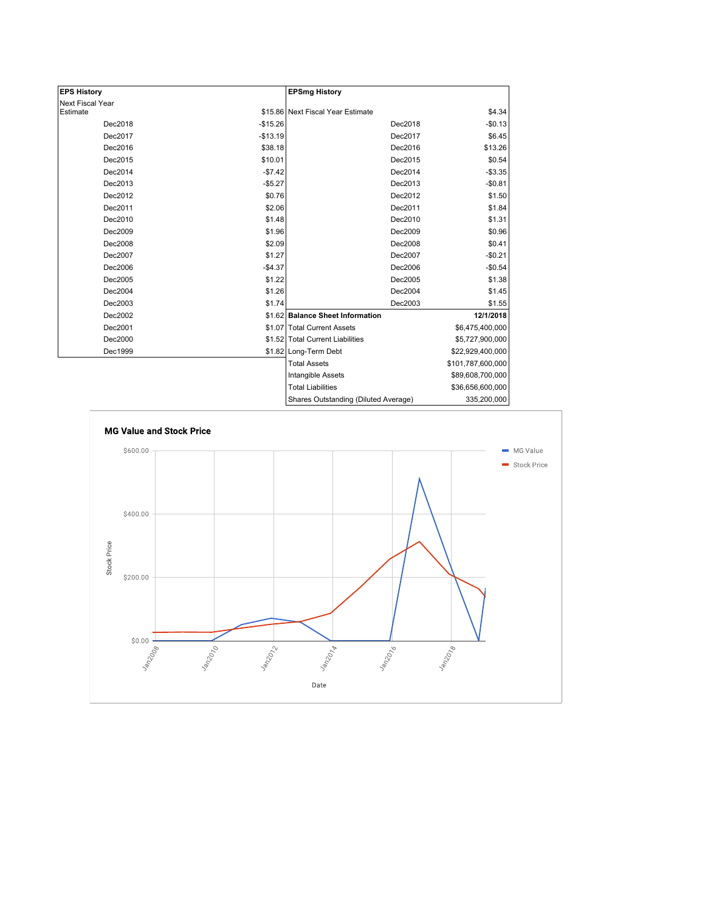| EPS History | |
|---|---|
| Next Fiscal Year Estimate | $15.86 |
| Dec2018 | -$15.26 |
| Dec2017 | -$13.19 |
| Dec2016 | $38.18 |
| Dec2015 | $10.01 |
| Dec2014 | -$7.42 |
| Dec2013 | -$5.27 |
| Dec2012 | $0.76 |
| Dec2011 | $2.06 |
| Dec2010 | $1.48 |
| Dec2009 | $1.96 |
| Dec2008 | $2.09 |
| Dec2007 | $1.27 |
| Dec2006 | -$4.37 |
| Dec2005 | $1.22 |
| Dec2004 | $1.26 |
| Dec2003 | $1.74 |
| Dec2002 | $1.62 |
| Dec2001 | $1.07 |
| Dec2000 | $1.52 |
| Dec1999 | $1.82 |

| EPSmg History | |
|---|---|
| Next Fiscal Year Estimate | $4.34 |
| Dec2018 | -$0.13 |
| Dec2017 | $6.45 |
| Dec2016 | $13.26 |
| Dec2015 | $0.54 |
| Dec2014 | -$3.35 |
| Dec2013 | -$0.81 |
| Dec2012 | $1.50 |
| Dec2011 | $1.84 |
| Dec2010 | $1.31 |
| Dec2009 | $0.96 |
| Dec2008 | $0.41 |
| Dec2007 | -$0.21 |
| Dec2006 | -$0.54 |
| Dec2005 | $1.38 |
| Dec2004 | $1.45 |
| Dec2003 | $1.55 |

| Balance Sheet Information | 12/1/2018 |
|---|---|
| Total Current Assets | $6,475,400,000 |
| Total Current Liabilities | $5,727,900,000 |
| Long-Term Debt | $22,929,400,000 |
| Total Assets | $101,787,600,000 |
| Intangible Assets | $89,608,700,000 |
| Total Liabilities | $36,656,600,000 |
| Shares Outstanding (Diluted Average) | 335,200,000 |

**MG Value and Stock Price**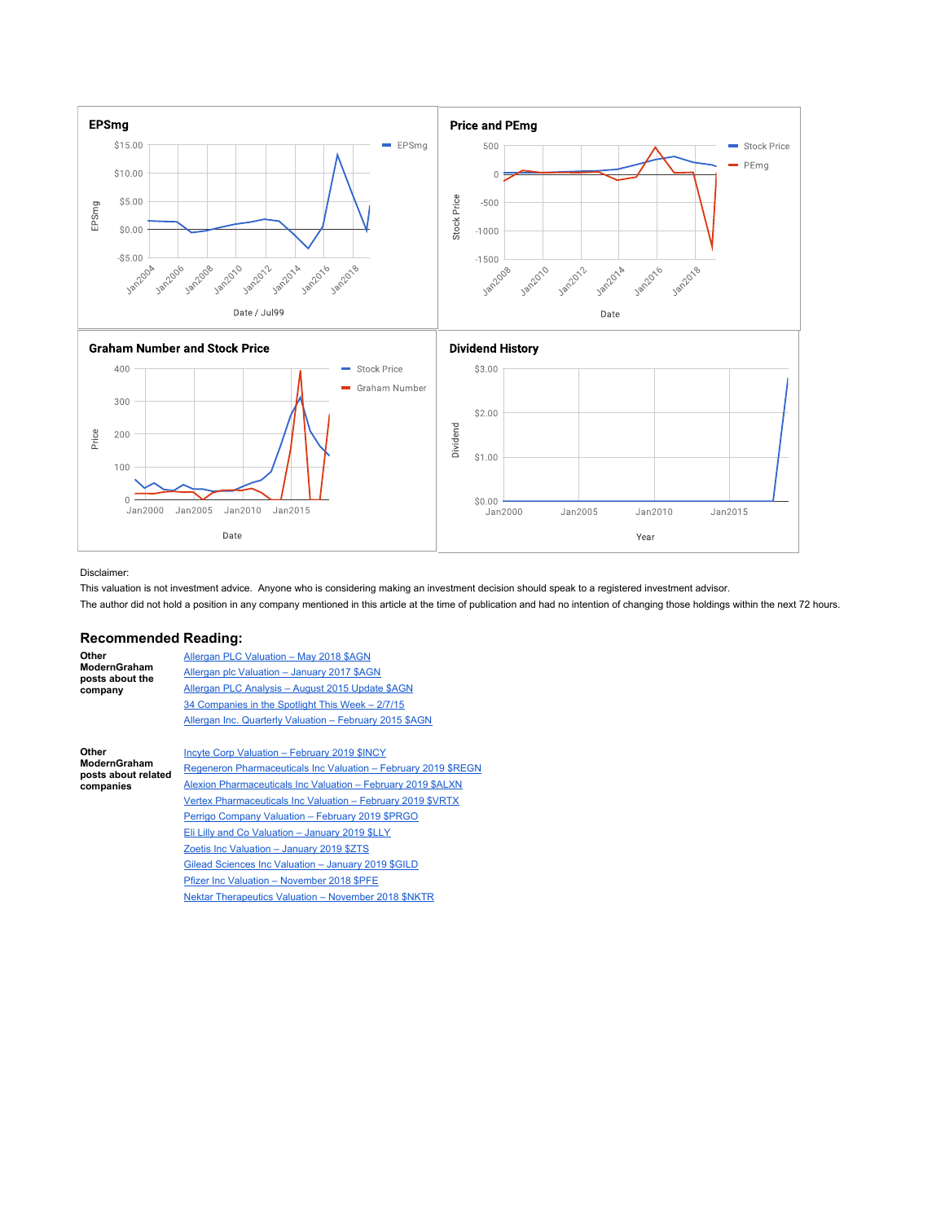EPSmg

$15.00
$10.00
$5.00
$0.00
-$5.00

EPSmg

Jan2004 Jan2006 Jan2008 Jan2010 Jan2012 Jan2014 Jan2016 Jan2018

Date / Jul99

Price and PEmg

500
0
-500
-1000
-1500

Stock Price

Stock Price
PEmg

Jan2008 Jan2010 Jan2012 Jan2014 Jan2016 Jan2018

Date

Graham Number and Stock Price

400
300
200
100
0

Price

Stock Price
Graham Number

Jan2000 Jan2005 Jan2010 Jan2015

Date

Dividend History

$3.00
$2.00
$1.00
$0.00

Dividend

Jan2000 Jan2005 Jan2010 Jan2015

Year

Disclaimer:

This valuation is not investment advice. Anyone who is considering making an investment decision should speak to a registered investment advisor.

The author did not hold a position in any company mentioned in this article at the time of publication and had no intention of changing those holdings within the next 72 hours.

## Recommended Reading:

**Other ModernGraham posts about the company**

- Allergan PLC Valuation – May 2018 $AGN
- Allergan plc Valuation – January 2017 $AGN
- Allergan PLC Analysis – August 2015 Update $AGN
- 34 Companies in the Spotlight This Week – 2/7/15
- Allergan Inc. Quarterly Valuation – February 2015 $AGN

**Other ModernGraham posts about related companies**

- Incyte Corp Valuation – February 2019 $INCY
- Regeneron Pharmaceuticals Inc Valuation – February 2019 $REGN
- Alexion Pharmaceuticals Inc Valuation – February 2019 $ALXN
- Vertex Pharmaceuticals Inc Valuation – February 2019 $VRTX
- Perrigo Company Valuation – February 2019 $PRGO
- Eli Lilly and Co Valuation – January 2019 $LLY
- Zoetis Inc Valuation – January 2019 $ZTS
- Gilead Sciences Inc Valuation – January 2019 $GILD
- Pfizer Inc Valuation – November 2018 $PFE
- Nektar Therapeutics Valuation – November 2018 $NKTR